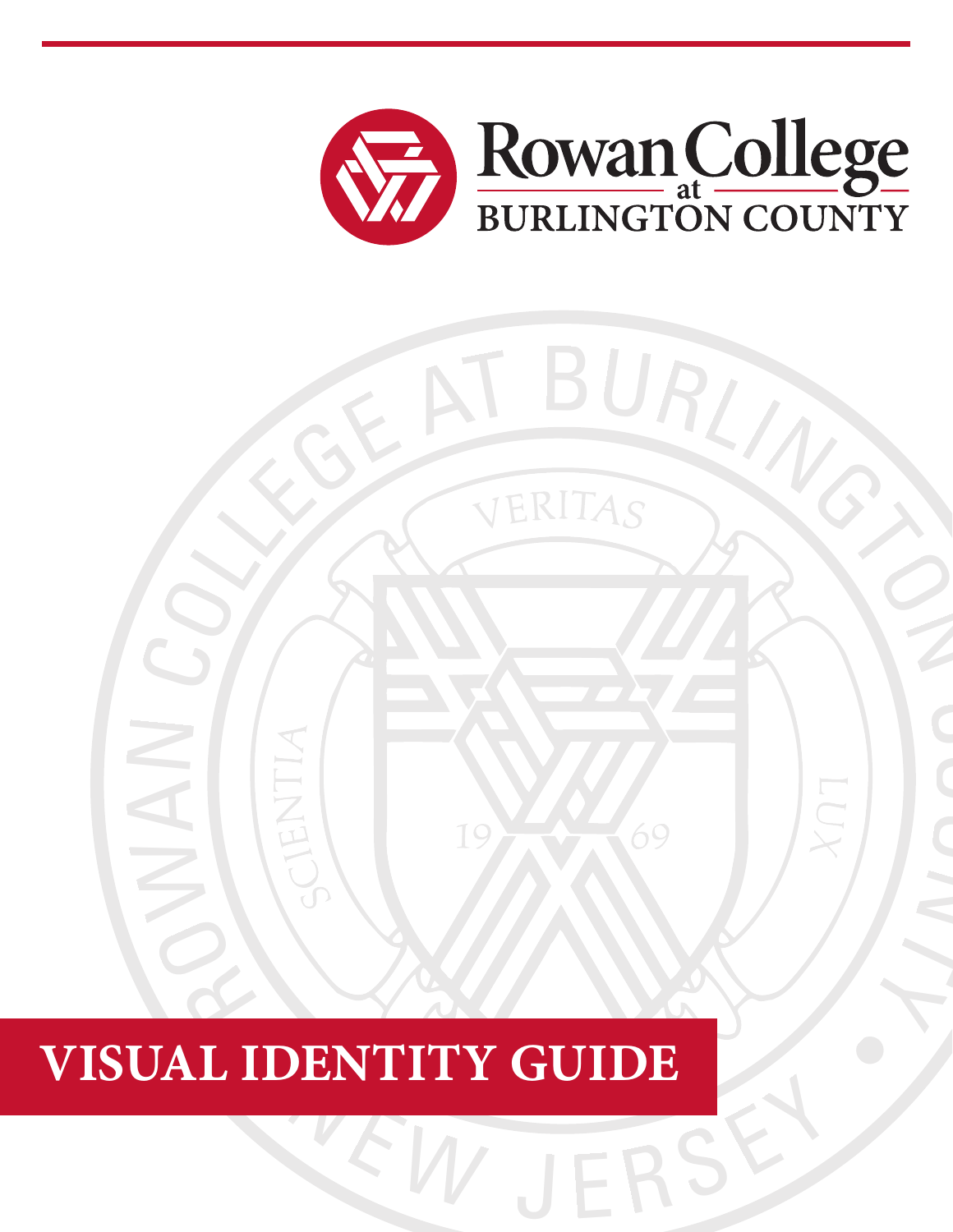# Rowan College at Burlington County

# VISUAL IDENTITY GUIDE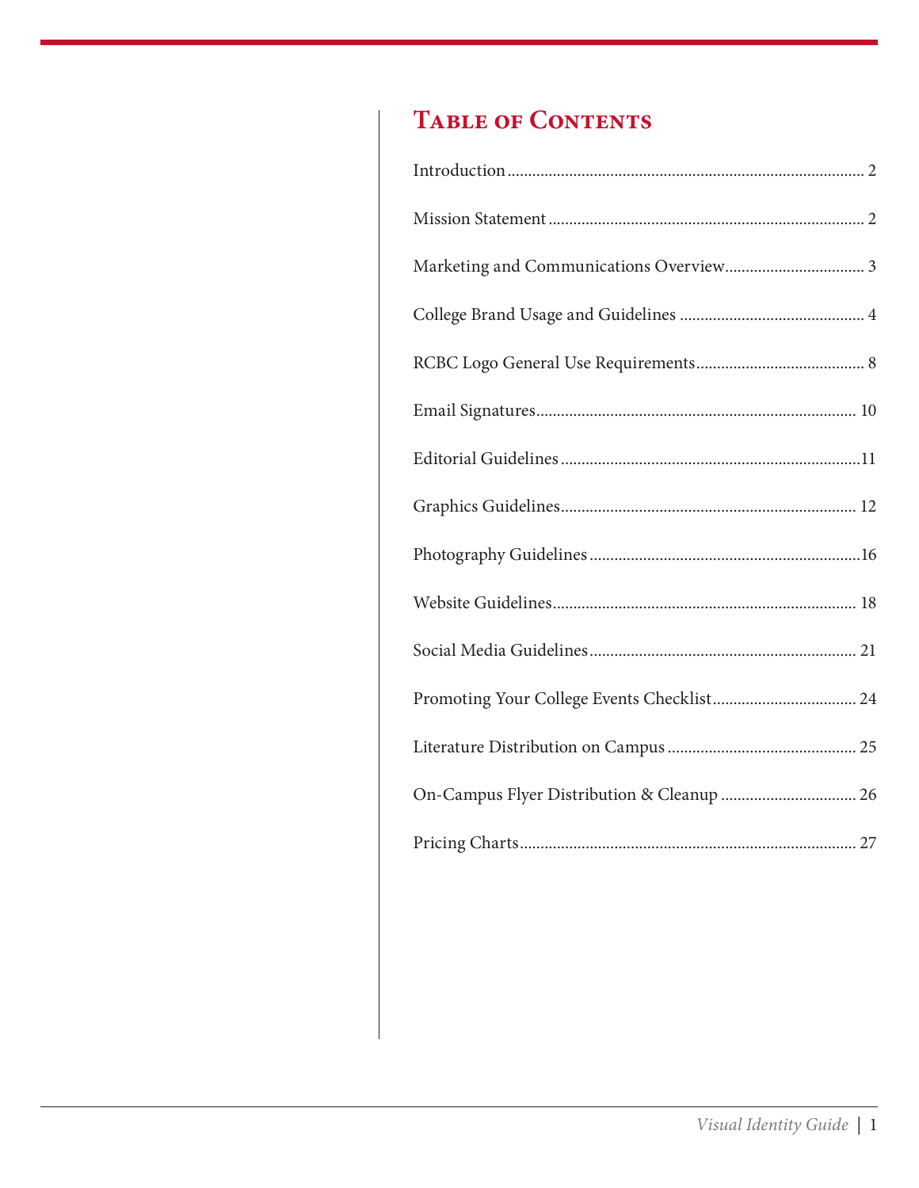# Table of Contents

| Section | Page |
|---|---|
| Introduction | 2 |
| Mission Statement | 2 |
| Marketing and Communications Overview | 3 |
| College Brand Usage and Guidelines | 4 |
| RCBC Logo General Use Requirements | 8 |
| Email Signatures | 10 |
| Editorial Guidelines | 11 |
| Graphics Guidelines | 12 |
| Photography Guidelines | 16 |
| Website Guidelines | 18 |
| Social Media Guidelines | 21 |
| Promoting Your College Events Checklist | 24 |
| Literature Distribution on Campus | 25 |
| On-Campus Flyer Distribution & Cleanup | 26 |
| Pricing Charts | 27 |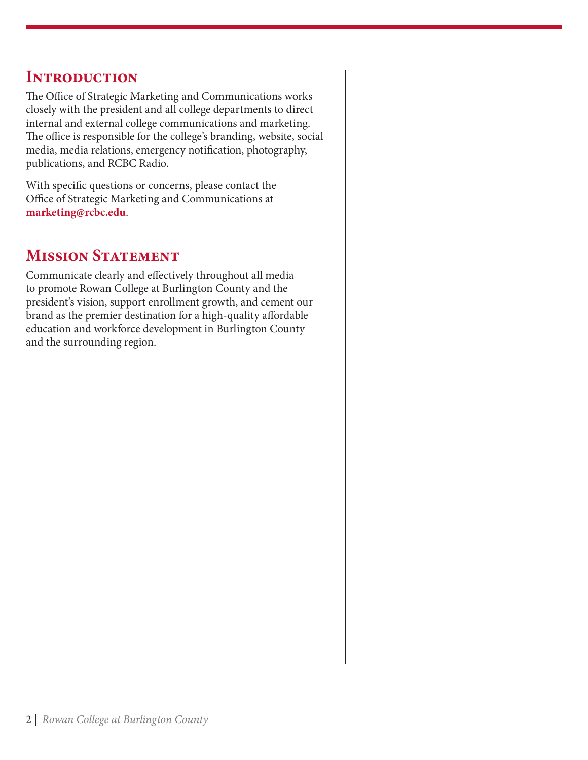## Introduction

The Office of Strategic Marketing and Communications works closely with the president and all college departments to direct internal and external college communications and marketing. The office is responsible for the college's branding, website, social media, media relations, emergency notification, photography, publications, and RCBC Radio.

With specific questions or concerns, please contact the Office of Strategic Marketing and Communications at **marketing@rcbc.edu**.

## Mission Statement

Communicate clearly and effectively throughout all media to promote Rowan College at Burlington County and the president's vision, support enrollment growth, and cement our brand as the premier destination for a high-quality affordable education and workforce development in Burlington County and the surrounding region.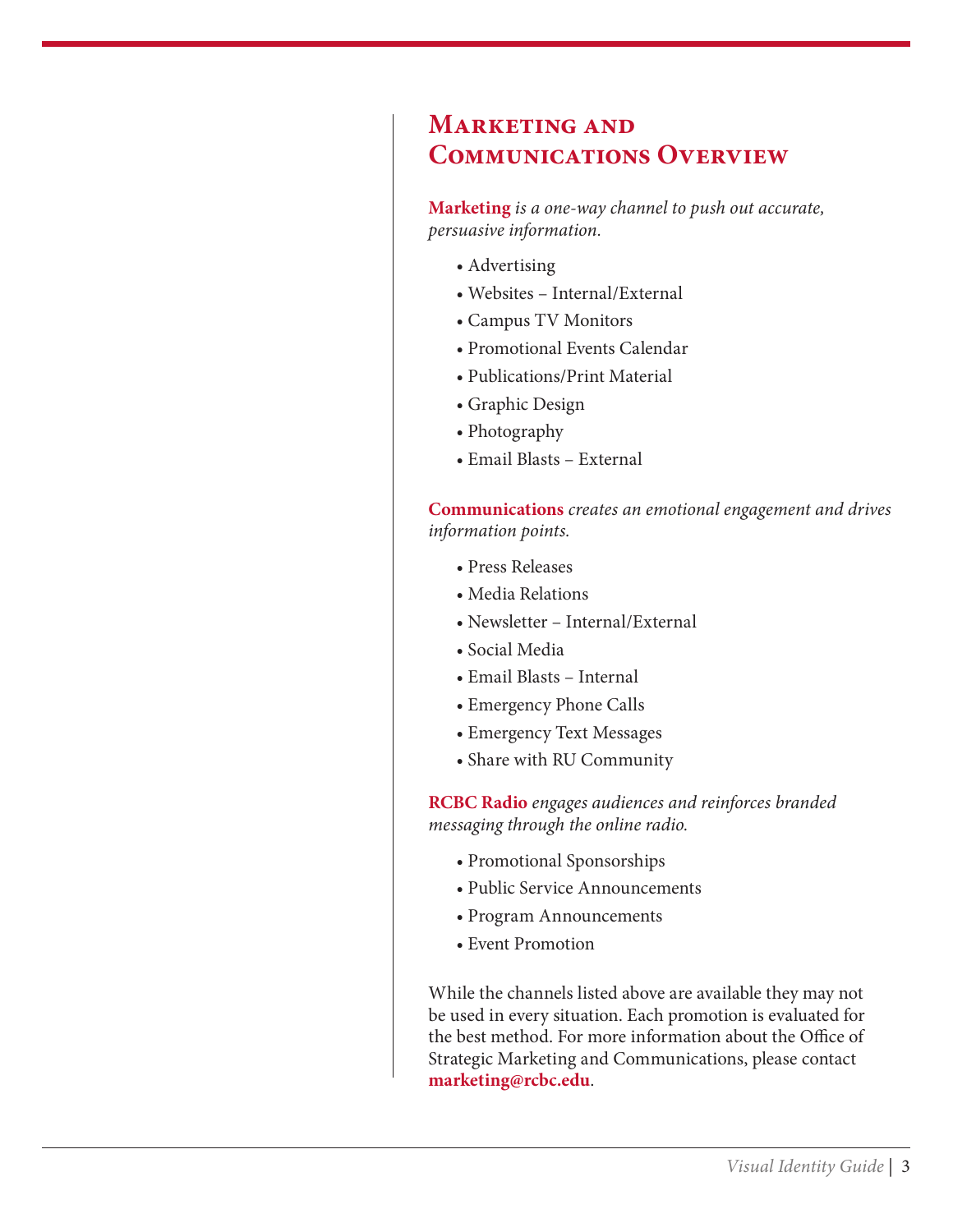# Marketing and Communications Overview

**Marketing** *is a one-way channel to push out accurate, persuasive information.*

- Advertising
- Websites – Internal/External
- Campus TV Monitors
- Promotional Events Calendar
- Publications/Print Material
- Graphic Design
- Photography
- Email Blasts – External

**Communications** *creates an emotional engagement and drives information points.*

- Press Releases
- Media Relations
- Newsletter – Internal/External
- Social Media
- Email Blasts – Internal
- Emergency Phone Calls
- Emergency Text Messages
- Share with RU Community

**RCBC Radio** *engages audiences and reinforces branded messaging through the online radio.*

- Promotional Sponsorships
- Public Service Announcements
- Program Announcements
- Event Promotion

While the channels listed above are available they may not be used in every situation. Each promotion is evaluated for the best method. For more information about the Office of Strategic Marketing and Communications, please contact **marketing@rcbc.edu**.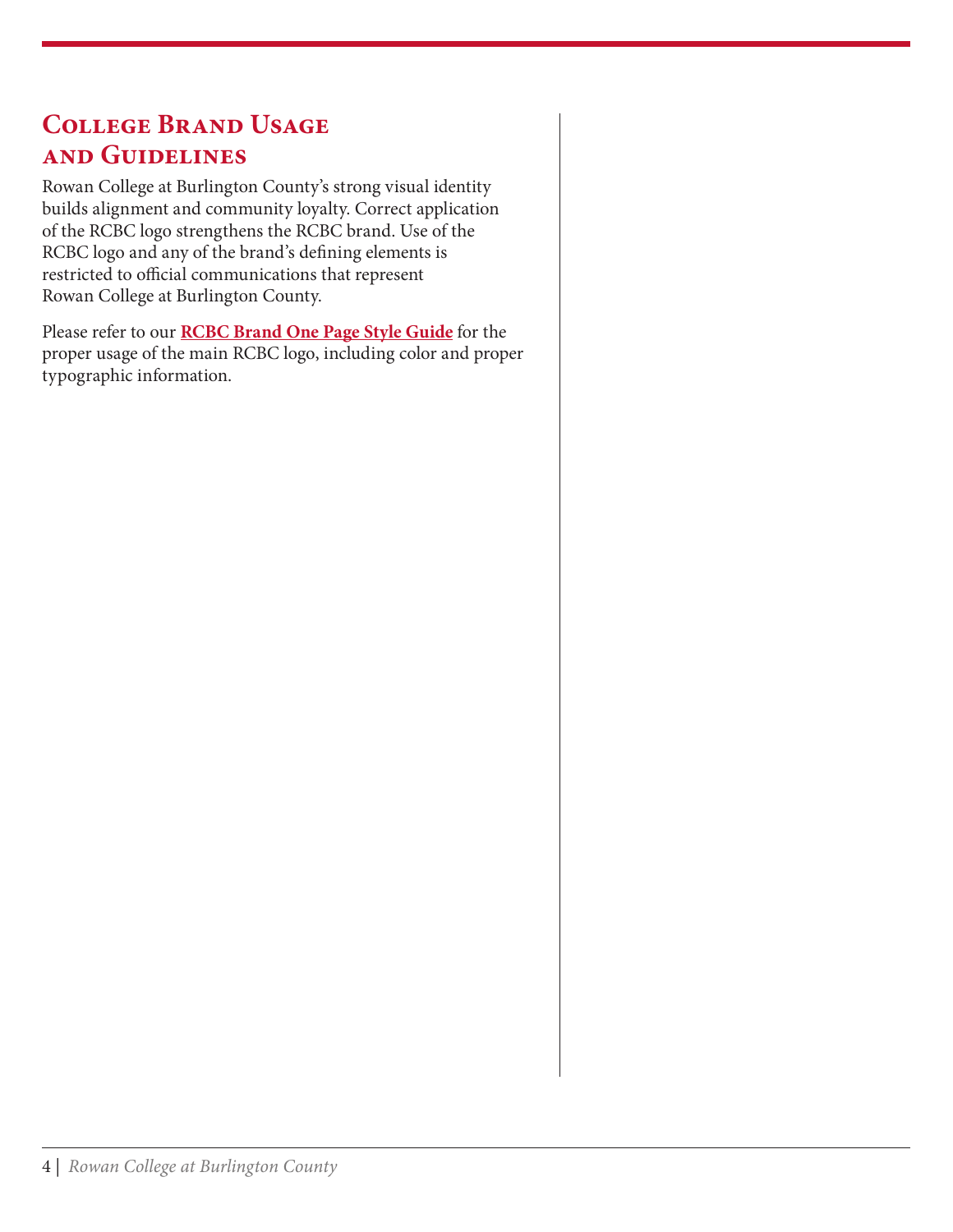## College Brand Usage and Guidelines

Rowan College at Burlington County's strong visual identity builds alignment and community loyalty. Correct application of the RCBC logo strengthens the RCBC brand. Use of the RCBC logo and any of the brand's defining elements is restricted to official communications that represent Rowan College at Burlington County.

Please refer to our **RCBC Brand One Page Style Guide** for the proper usage of the main RCBC logo, including color and proper typographic information.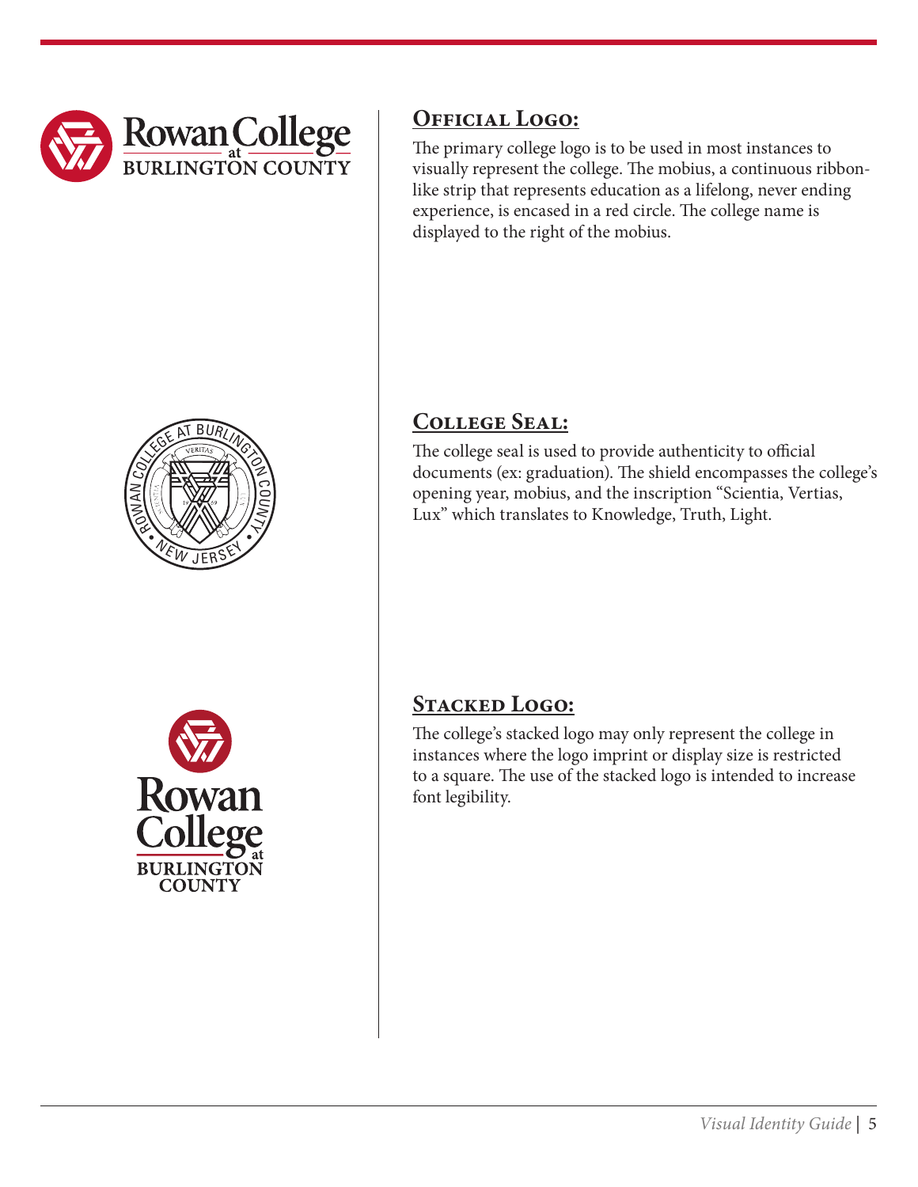## Official Logo:

The primary college logo is to be used in most instances to visually represent the college. The mobius, a continuous ribbon-like strip that represents education as a lifelong, never ending experience, is encased in a red circle. The college name is displayed to the right of the mobius.

## College Seal:

The college seal is used to provide authenticity to official documents (ex: graduation). The shield encompasses the college's opening year, mobius, and the inscription "Scientia, Vertias, Lux" which translates to Knowledge, Truth, Light.

## Stacked Logo:

The college's stacked logo may only represent the college in instances where the logo imprint or display size is restricted to a square. The use of the stacked logo is intended to increase font legibility.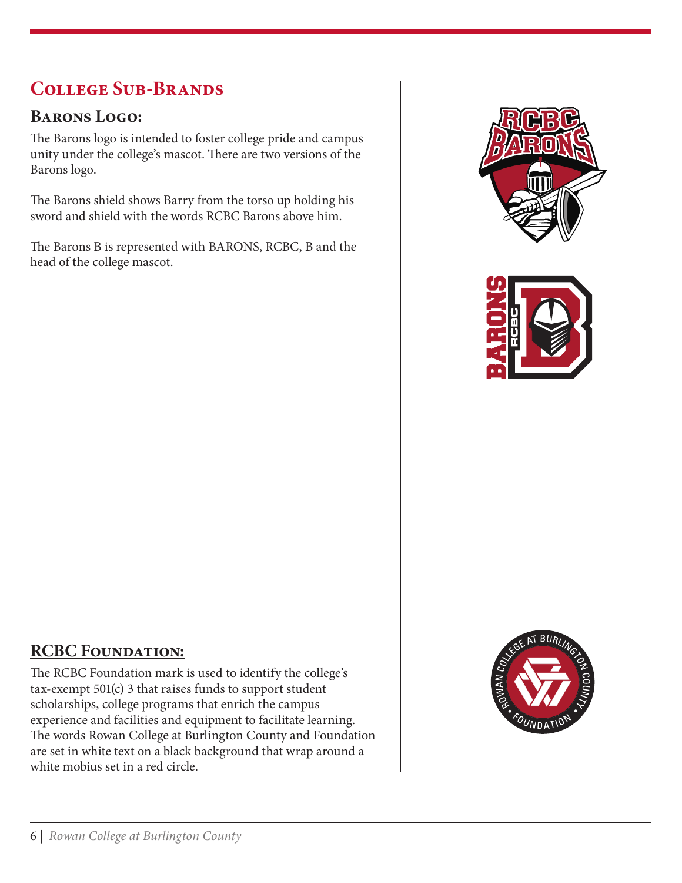## College Sub-Brands

### Barons Logo:

The Barons logo is intended to foster college pride and campus unity under the college's mascot. There are two versions of the Barons logo.

The Barons shield shows Barry from the torso up holding his sword and shield with the words RCBC Barons above him.

The Barons B is represented with BARONS, RCBC, B and the head of the college mascot.

### RCBC Foundation:

The RCBC Foundation mark is used to identify the college's tax-exempt 501(c) 3 that raises funds to support student scholarships, college programs that enrich the campus experience and facilities and equipment to facilitate learning. The words Rowan College at Burlington County and Foundation are set in white text on a black background that wrap around a white mobius set in a red circle.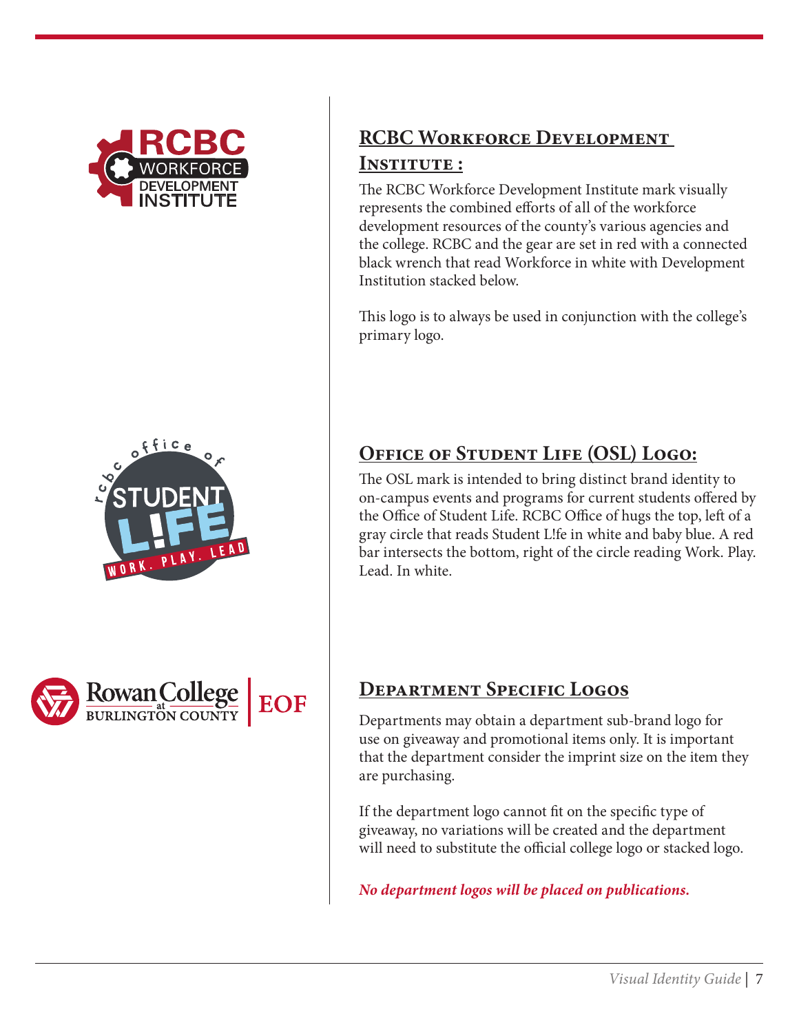## RCBC Workforce Development Institute :

The RCBC Workforce Development Institute mark visually represents the combined efforts of all of the workforce development resources of the county's various agencies and the college. RCBC and the gear are set in red with a connected black wrench that read Workforce in white with Development Institution stacked below.

This logo is to always be used in conjunction with the college's primary logo.

## Office of Student Life (OSL) Logo:

The OSL mark is intended to bring distinct brand identity to on-campus events and programs for current students offered by the Office of Student Life. RCBC Office of hugs the top, left of a gray circle that reads Student L!fe in white and baby blue. A red bar intersects the bottom, right of the circle reading Work. Play. Lead. In white.

## Department Specific Logos

Departments may obtain a department sub-brand logo for use on giveaway and promotional items only. It is important that the department consider the imprint size on the item they are purchasing.

If the department logo cannot fit on the specific type of giveaway, no variations will be created and the department will need to substitute the official college logo or stacked logo.

***No department logos will be placed on publications.***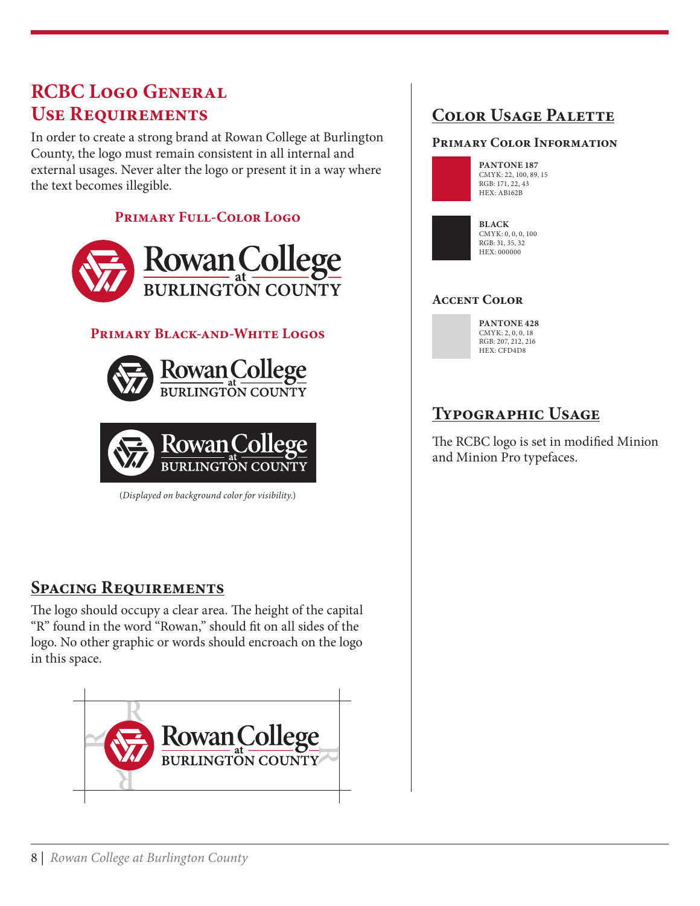# RCBC Logo General Use Requirements

In order to create a strong brand at Rowan College at Burlington County, the logo must remain consistent in all internal and external usages. Never alter the logo or present it in a way where the text becomes illegible.

### Primary Full-Color Logo

### Primary Black-and-White Logos

(*Displayed on background color for visibility.*)

## Spacing Requirements

The logo should occupy a clear area. The height of the capital "R" found in the word "Rowan," should fit on all sides of the logo. No other graphic or words should encroach on the logo in this space.

## Color Usage Palette

### Primary Color Information

**PANTONE 187**
CMYK: 22, 100, 89, 15
RGB: 171, 22, 43
HEX: AB162B

**BLACK**
CMYK: 0, 0, 0, 100
RGB: 31, 35, 32
HEX: 000000

### Accent Color

**PANTONE 428**
CMYK: 2, 0, 0, 18
RGB: 207, 212, 216
HEX: CFD4D8

## Typographic Usage

The RCBC logo is set in modified Minion and Minion Pro typefaces.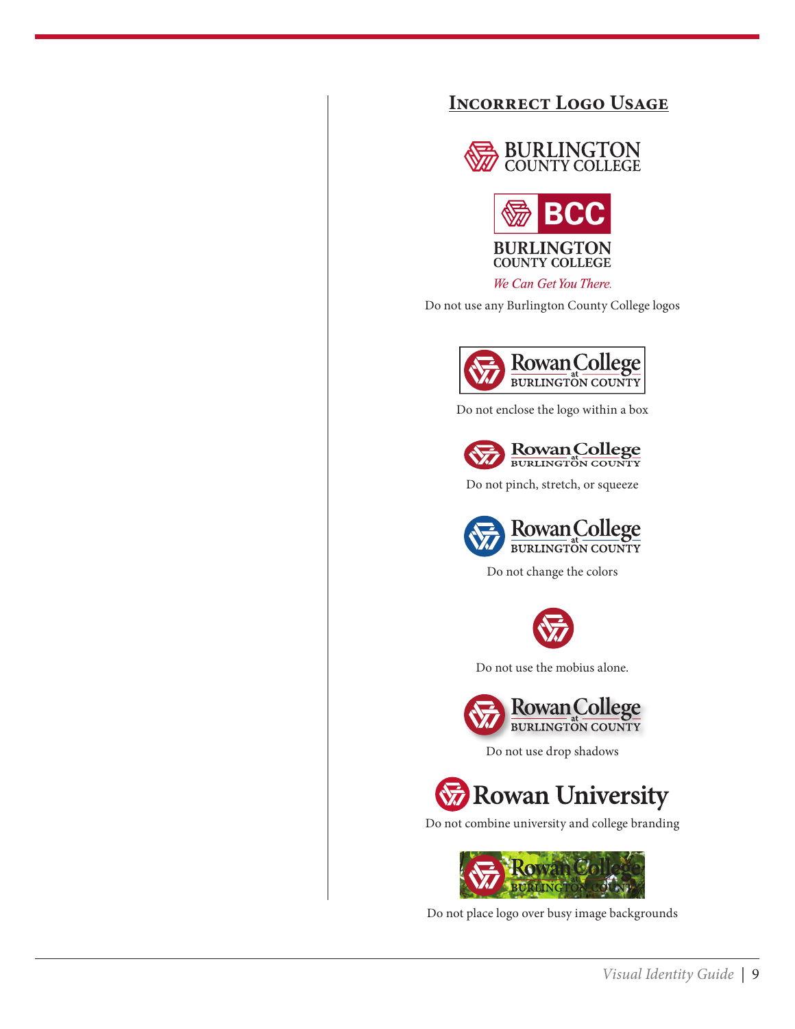## Incorrect Logo Usage

Do not use any Burlington County College logos

Do not enclose the logo within a box

Do not pinch, stretch, or squeeze

Do not change the colors

Do not use the mobius alone.

Do not use drop shadows

Do not combine university and college branding

Do not place logo over busy image backgrounds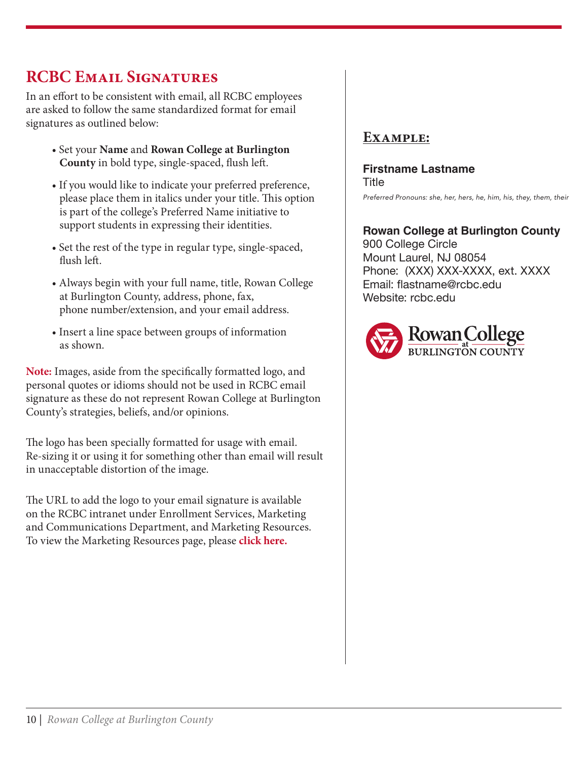## RCBC Email Signatures

In an effort to be consistent with email, all RCBC employees are asked to follow the same standardized format for email signatures as outlined below:

- Set your **Name** and **Rowan College at Burlington County** in bold type, single-spaced, flush left.
- If you would like to indicate your preferred preference, please place them in italics under your title. This option is part of the college's Preferred Name initiative to support students in expressing their identities.
- Set the rest of the type in regular type, single-spaced, flush left.
- Always begin with your full name, title, Rowan College at Burlington County, address, phone, fax, phone number/extension, and your email address.
- Insert a line space between groups of information as shown.

**Note:** Images, aside from the specifically formatted logo, and personal quotes or idioms should not be used in RCBC email signature as these do not represent Rowan College at Burlington County's strategies, beliefs, and/or opinions.

The logo has been specially formatted for usage with email. Re-sizing it or using it for something other than email will result in unacceptable distortion of the image.

The URL to add the logo to your email signature is available on the RCBC intranet under Enrollment Services, Marketing and Communications Department, and Marketing Resources. To view the Marketing Resources page, please **click here.**

### Example:

**Firstname Lastname**
Title
*Preferred Pronouns: she, her, hers, he, him, his, they, them, their*

**Rowan College at Burlington County**
900 College Circle
Mount Laurel, NJ 08054
Phone: (XXX) XXX-XXXX, ext. XXXX
Email: flastname@rcbc.edu
Website: rcbc.edu

Rowan College at BURLINGTON COUNTY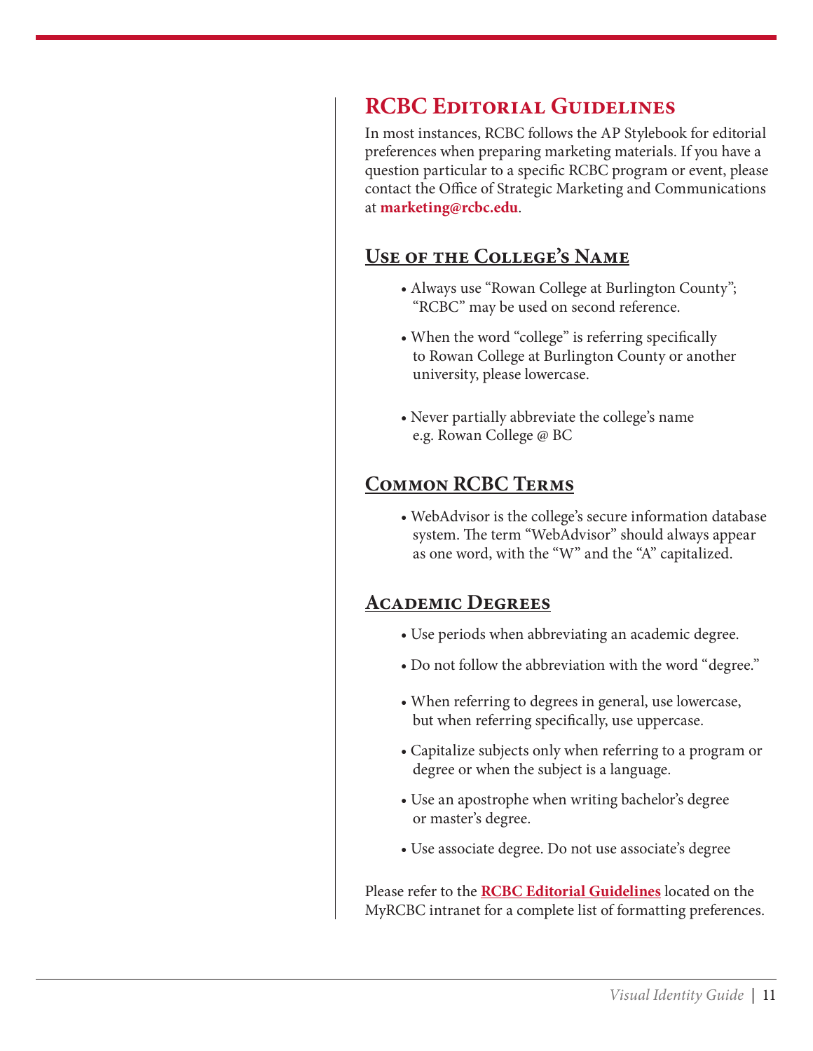# RCBC Editorial Guidelines

In most instances, RCBC follows the AP Stylebook for editorial preferences when preparing marketing materials. If you have a question particular to a specific RCBC program or event, please contact the Office of Strategic Marketing and Communications at **marketing@rcbc.edu**.

## Use of the College's Name

- Always use "Rowan College at Burlington County"; "RCBC" may be used on second reference.
- When the word "college" is referring specifically to Rowan College at Burlington County or another university, please lowercase.
- Never partially abbreviate the college's name e.g. Rowan College @ BC

## Common RCBC Terms

- WebAdvisor is the college's secure information database system. The term "WebAdvisor" should always appear as one word, with the "W" and the "A" capitalized.

## Academic Degrees

- Use periods when abbreviating an academic degree.
- Do not follow the abbreviation with the word "degree."
- When referring to degrees in general, use lowercase, but when referring specifically, use uppercase.
- Capitalize subjects only when referring to a program or degree or when the subject is a language.
- Use an apostrophe when writing bachelor's degree or master's degree.
- Use associate degree. Do not use associate's degree

Please refer to the **RCBC Editorial Guidelines** located on the MyRCBC intranet for a complete list of formatting preferences.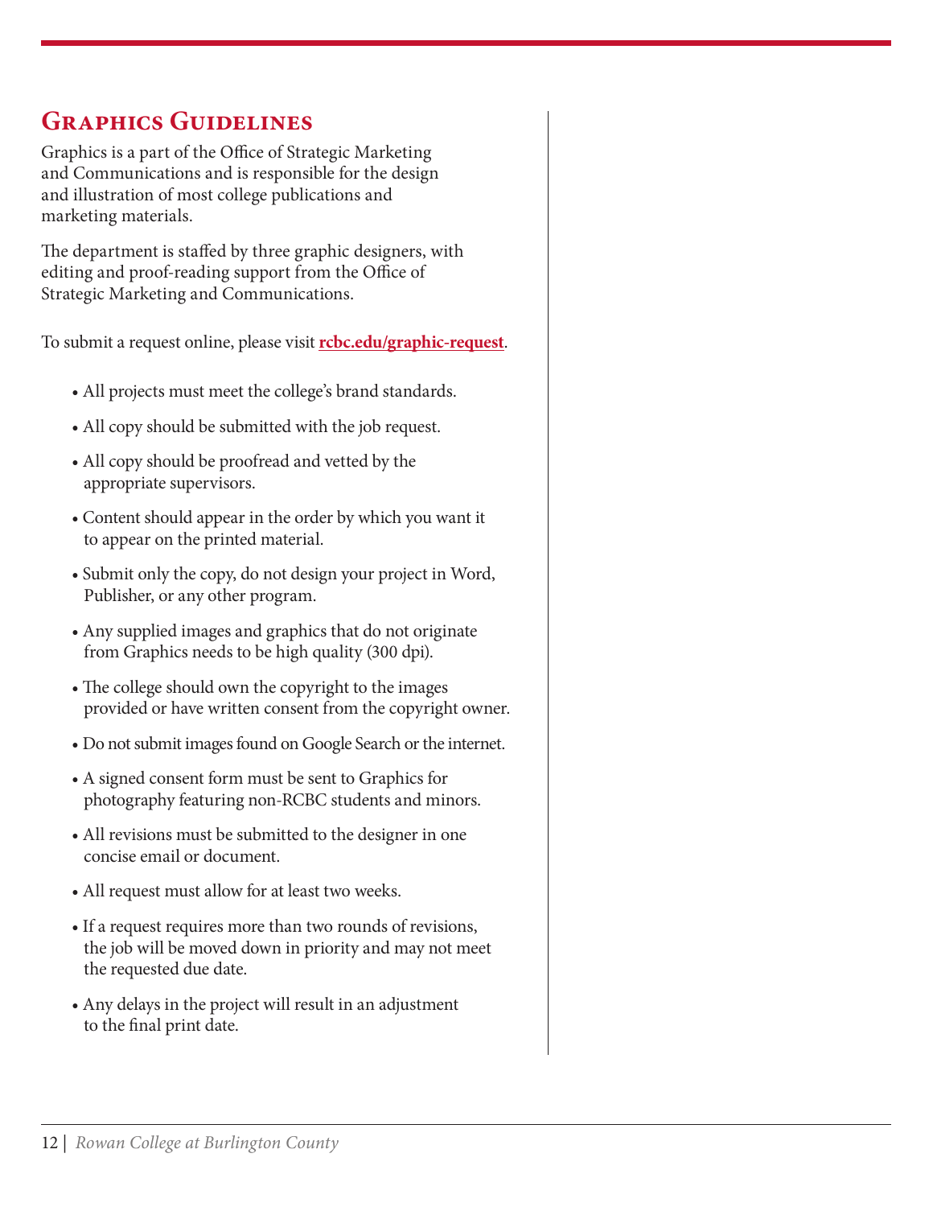## Graphics Guidelines

Graphics is a part of the Office of Strategic Marketing and Communications and is responsible for the design and illustration of most college publications and marketing materials.

The department is staffed by three graphic designers, with editing and proof-reading support from the Office of Strategic Marketing and Communications.

To submit a request online, please visit **rcbc.edu/graphic-request**.

- All projects must meet the college's brand standards.
- All copy should be submitted with the job request.
- All copy should be proofread and vetted by the appropriate supervisors.
- Content should appear in the order by which you want it to appear on the printed material.
- Submit only the copy, do not design your project in Word, Publisher, or any other program.
- Any supplied images and graphics that do not originate from Graphics needs to be high quality (300 dpi).
- The college should own the copyright to the images provided or have written consent from the copyright owner.
- Do not submit images found on Google Search or the internet.
- A signed consent form must be sent to Graphics for photography featuring non-RCBC students and minors.
- All revisions must be submitted to the designer in one concise email or document.
- All request must allow for at least two weeks.
- If a request requires more than two rounds of revisions, the job will be moved down in priority and may not meet the requested due date.
- Any delays in the project will result in an adjustment to the final print date.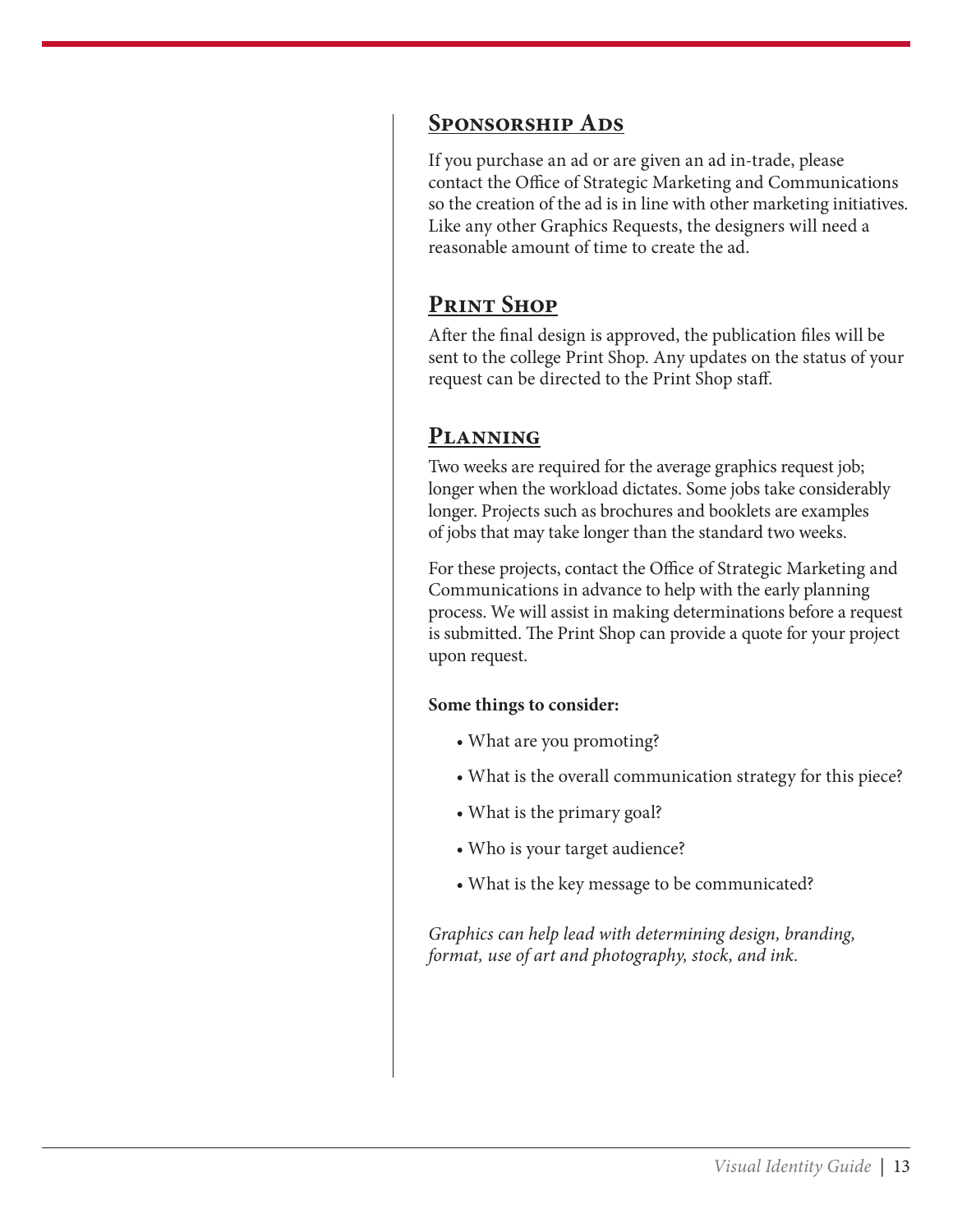## Sponsorship Ads

If you purchase an ad or are given an ad in-trade, please contact the Office of Strategic Marketing and Communications so the creation of the ad is in line with other marketing initiatives. Like any other Graphics Requests, the designers will need a reasonable amount of time to create the ad.

## Print Shop

After the final design is approved, the publication files will be sent to the college Print Shop. Any updates on the status of your request can be directed to the Print Shop staff.

## Planning

Two weeks are required for the average graphics request job; longer when the workload dictates. Some jobs take considerably longer. Projects such as brochures and booklets are examples of jobs that may take longer than the standard two weeks.

For these projects, contact the Office of Strategic Marketing and Communications in advance to help with the early planning process. We will assist in making determinations before a request is submitted. The Print Shop can provide a quote for your project upon request.

**Some things to consider:**

- What are you promoting?
- What is the overall communication strategy for this piece?
- What is the primary goal?
- Who is your target audience?
- What is the key message to be communicated?

*Graphics can help lead with determining design, branding, format, use of art and photography, stock, and ink.*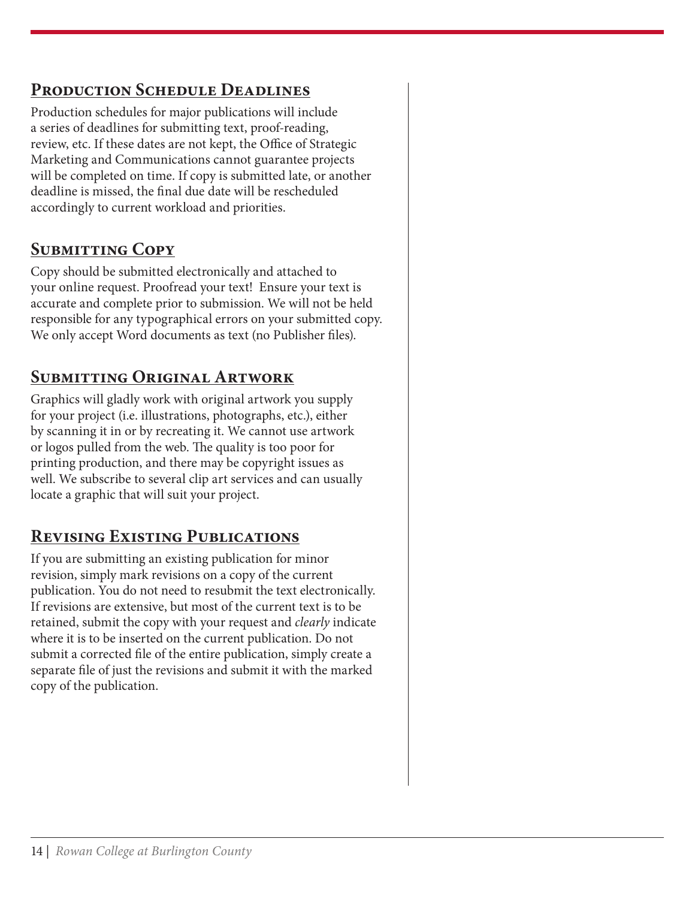## Production Schedule Deadlines

Production schedules for major publications will include a series of deadlines for submitting text, proof-reading, review, etc. If these dates are not kept, the Office of Strategic Marketing and Communications cannot guarantee projects will be completed on time. If copy is submitted late, or another deadline is missed, the final due date will be rescheduled accordingly to current workload and priorities.

## Submitting Copy

Copy should be submitted electronically and attached to your online request. Proofread your text! Ensure your text is accurate and complete prior to submission. We will not be held responsible for any typographical errors on your submitted copy. We only accept Word documents as text (no Publisher files).

## Submitting Original Artwork

Graphics will gladly work with original artwork you supply for your project (i.e. illustrations, photographs, etc.), either by scanning it in or by recreating it. We cannot use artwork or logos pulled from the web. The quality is too poor for printing production, and there may be copyright issues as well. We subscribe to several clip art services and can usually locate a graphic that will suit your project.

## Revising Existing Publications

If you are submitting an existing publication for minor revision, simply mark revisions on a copy of the current publication. You do not need to resubmit the text electronically. If revisions are extensive, but most of the current text is to be retained, submit the copy with your request and *clearly* indicate where it is to be inserted on the current publication. Do not submit a corrected file of the entire publication, simply create a separate file of just the revisions and submit it with the marked copy of the publication.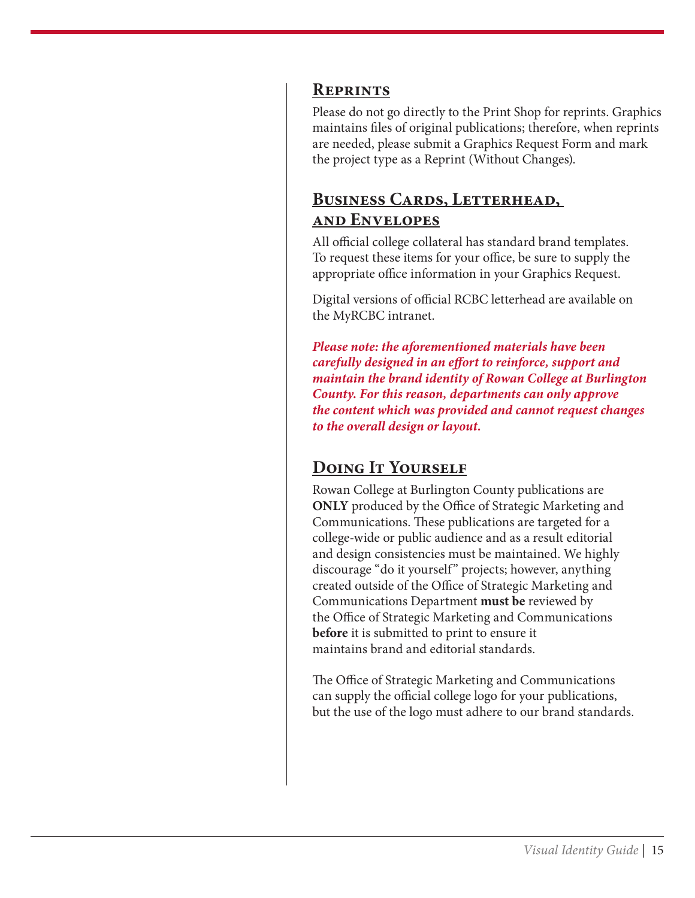## Reprints

Please do not go directly to the Print Shop for reprints. Graphics maintains files of original publications; therefore, when reprints are needed, please submit a Graphics Request Form and mark the project type as a Reprint (Without Changes).

## Business Cards, Letterhead, and Envelopes

All official college collateral has standard brand templates. To request these items for your office, be sure to supply the appropriate office information in your Graphics Request.

Digital versions of official RCBC letterhead are available on the MyRCBC intranet.

***Please note: the aforementioned materials have been carefully designed in an effort to reinforce, support and maintain the brand identity of Rowan College at Burlington County. For this reason, departments can only approve the content which was provided and cannot request changes to the overall design or layout.***

## Doing It Yourself

Rowan College at Burlington County publications are **ONLY** produced by the Office of Strategic Marketing and Communications. These publications are targeted for a college-wide or public audience and as a result editorial and design consistencies must be maintained. We highly discourage "do it yourself" projects; however, anything created outside of the Office of Strategic Marketing and Communications Department **must be** reviewed by the Office of Strategic Marketing and Communications **before** it is submitted to print to ensure it maintains brand and editorial standards.

The Office of Strategic Marketing and Communications can supply the official college logo for your publications, but the use of the logo must adhere to our brand standards.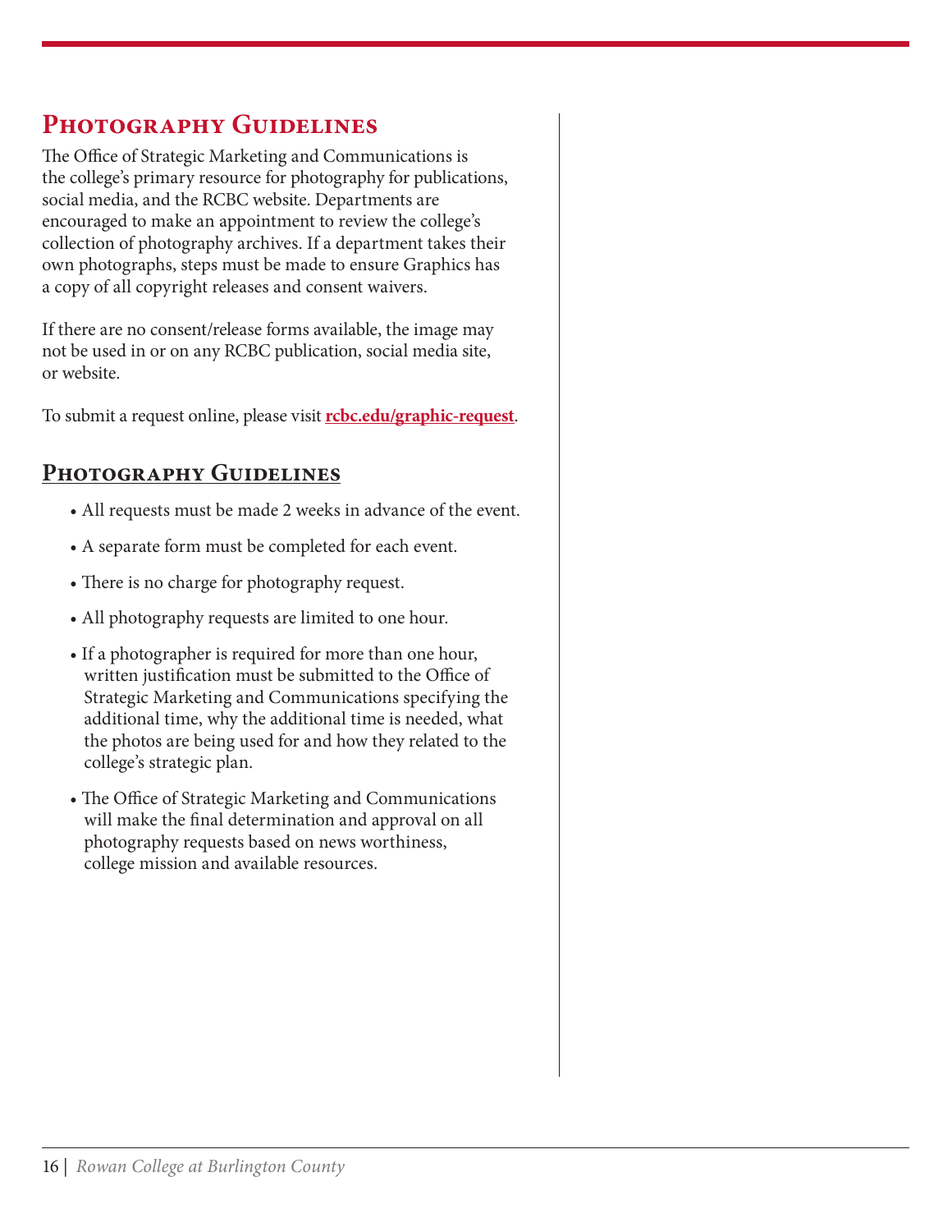# Photography Guidelines

The Office of Strategic Marketing and Communications is the college's primary resource for photography for publications, social media, and the RCBC website. Departments are encouraged to make an appointment to review the college's collection of photography archives. If a department takes their own photographs, steps must be made to ensure Graphics has a copy of all copyright releases and consent waivers.

If there are no consent/release forms available, the image may not be used in or on any RCBC publication, social media site, or website.

To submit a request online, please visit **rcbc.edu/graphic-request**.

## Photography Guidelines

- All requests must be made 2 weeks in advance of the event.
- A separate form must be completed for each event.
- There is no charge for photography request.
- All photography requests are limited to one hour.
- If a photographer is required for more than one hour, written justification must be submitted to the Office of Strategic Marketing and Communications specifying the additional time, why the additional time is needed, what the photos are being used for and how they related to the college's strategic plan.
- The Office of Strategic Marketing and Communications will make the final determination and approval on all photography requests based on news worthiness, college mission and available resources.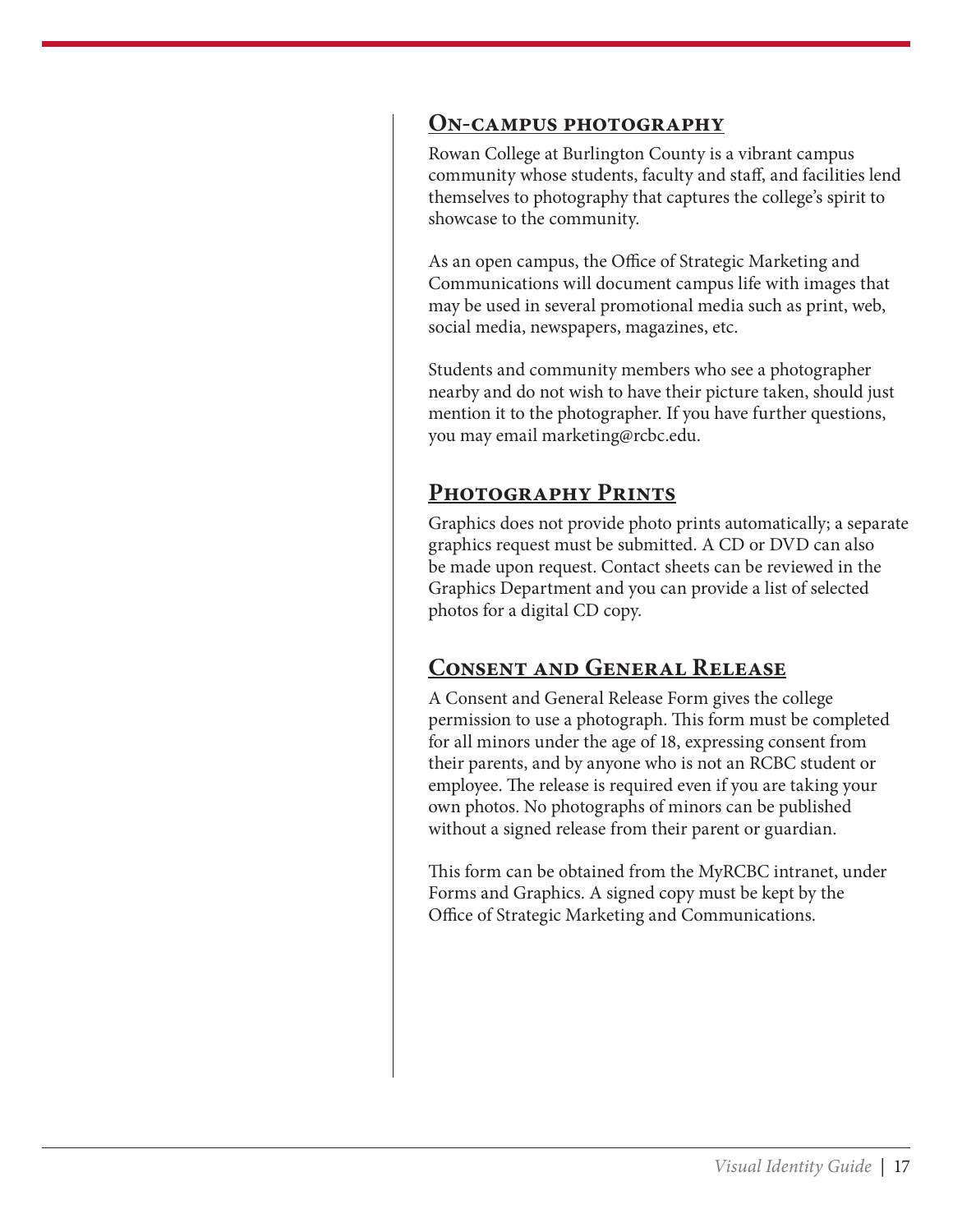## On-campus photography

Rowan College at Burlington County is a vibrant campus community whose students, faculty and staff, and facilities lend themselves to photography that captures the college's spirit to showcase to the community.

As an open campus, the Office of Strategic Marketing and Communications will document campus life with images that may be used in several promotional media such as print, web, social media, newspapers, magazines, etc.

Students and community members who see a photographer nearby and do not wish to have their picture taken, should just mention it to the photographer. If you have further questions, you may email marketing@rcbc.edu.

## Photography Prints

Graphics does not provide photo prints automatically; a separate graphics request must be submitted. A CD or DVD can also be made upon request. Contact sheets can be reviewed in the Graphics Department and you can provide a list of selected photos for a digital CD copy.

## Consent and General Release

A Consent and General Release Form gives the college permission to use a photograph. This form must be completed for all minors under the age of 18, expressing consent from their parents, and by anyone who is not an RCBC student or employee. The release is required even if you are taking your own photos. No photographs of minors can be published without a signed release from their parent or guardian.

This form can be obtained from the MyRCBC intranet, under Forms and Graphics. A signed copy must be kept by the Office of Strategic Marketing and Communications.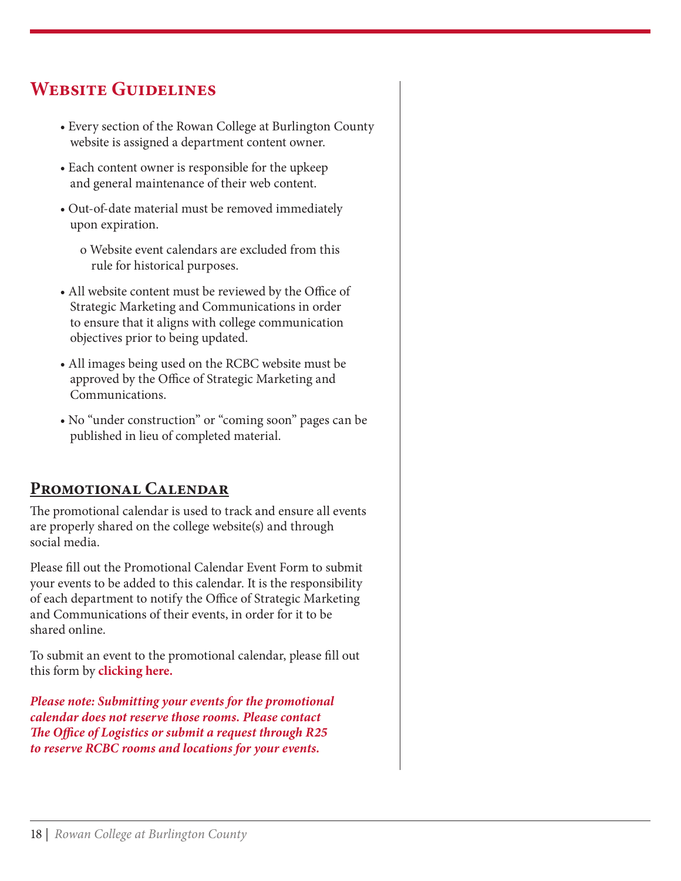## Website Guidelines

- Every section of the Rowan College at Burlington County website is assigned a department content owner.
- Each content owner is responsible for the upkeep and general maintenance of their web content.
- Out-of-date material must be removed immediately upon expiration.
  - Website event calendars are excluded from this rule for historical purposes.
- All website content must be reviewed by the Office of Strategic Marketing and Communications in order to ensure that it aligns with college communication objectives prior to being updated.
- All images being used on the RCBC website must be approved by the Office of Strategic Marketing and Communications.
- No "under construction" or "coming soon" pages can be published in lieu of completed material.

## Promotional Calendar

The promotional calendar is used to track and ensure all events are properly shared on the college website(s) and through social media.

Please fill out the Promotional Calendar Event Form to submit your events to be added to this calendar. It is the responsibility of each department to notify the Office of Strategic Marketing and Communications of their events, in order for it to be shared online.

To submit an event to the promotional calendar, please fill out this form by **clicking here.**

***Please note: Submitting your events for the promotional calendar does not reserve those rooms. Please contact The Office of Logistics or submit a request through R25 to reserve RCBC rooms and locations for your events.***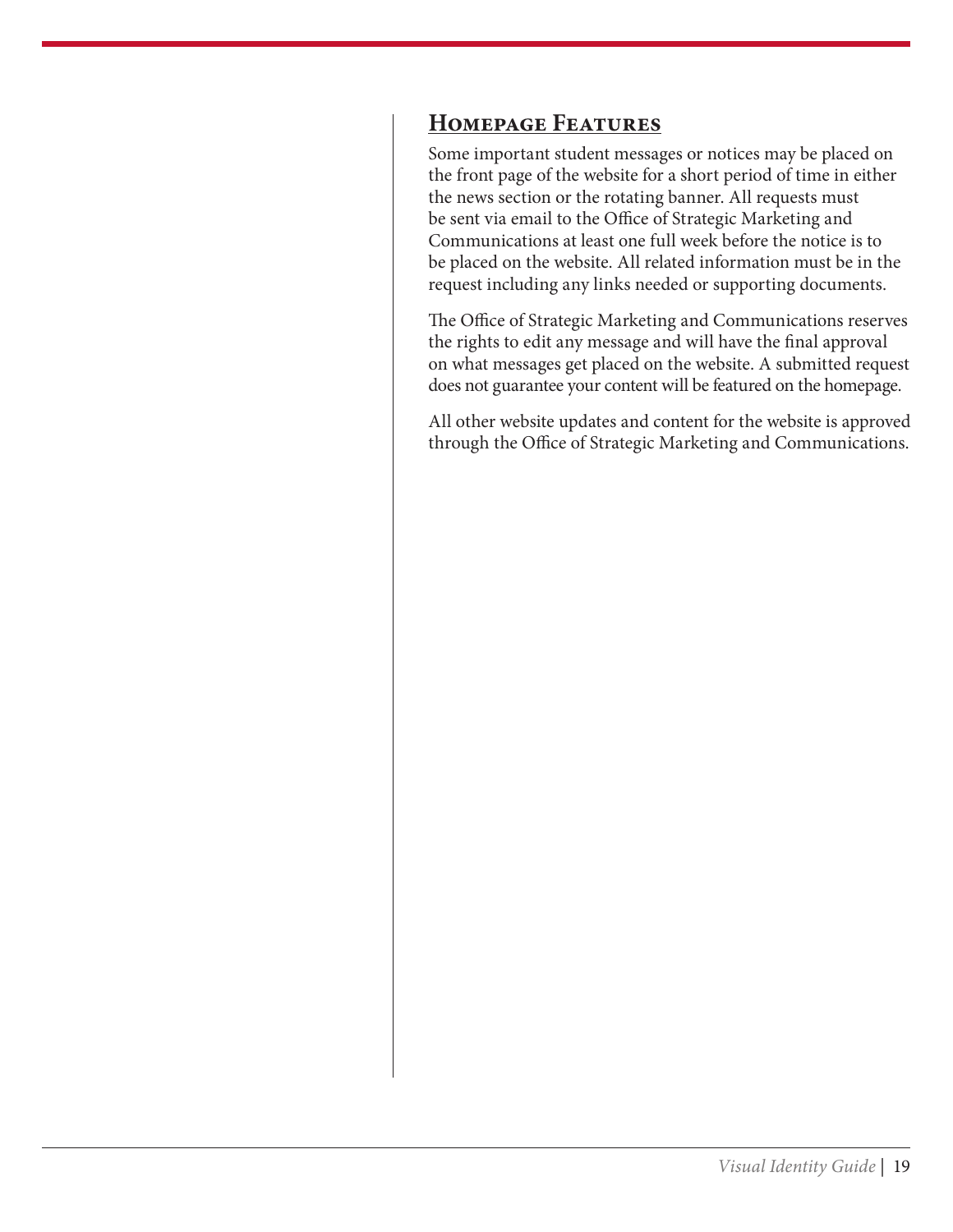## Homepage Features

Some important student messages or notices may be placed on the front page of the website for a short period of time in either the news section or the rotating banner. All requests must be sent via email to the Office of Strategic Marketing and Communications at least one full week before the notice is to be placed on the website. All related information must be in the request including any links needed or supporting documents.

The Office of Strategic Marketing and Communications reserves the rights to edit any message and will have the final approval on what messages get placed on the website. A submitted request does not guarantee your content will be featured on the homepage.

All other website updates and content for the website is approved through the Office of Strategic Marketing and Communications.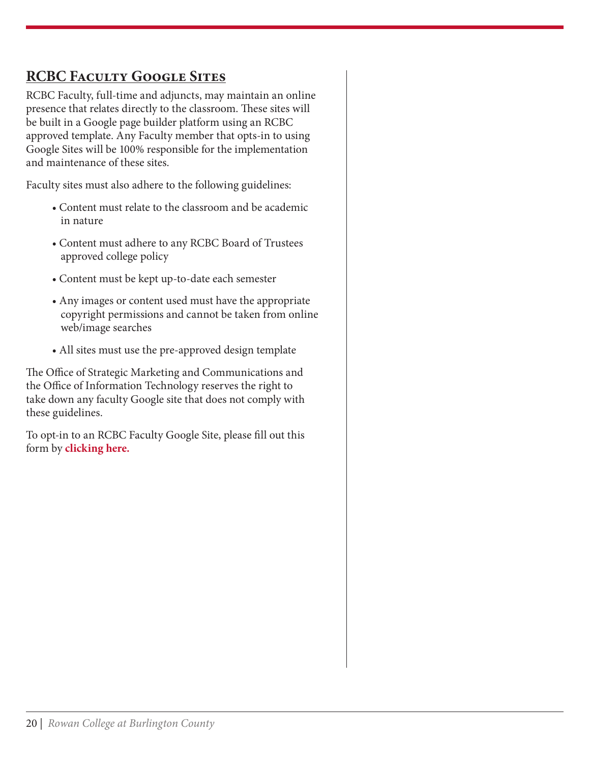## RCBC Faculty Google Sites

RCBC Faculty, full-time and adjuncts, may maintain an online presence that relates directly to the classroom. These sites will be built in a Google page builder platform using an RCBC approved template. Any Faculty member that opts-in to using Google Sites will be 100% responsible for the implementation and maintenance of these sites.

Faculty sites must also adhere to the following guidelines:

- Content must relate to the classroom and be academic in nature
- Content must adhere to any RCBC Board of Trustees approved college policy
- Content must be kept up-to-date each semester
- Any images or content used must have the appropriate copyright permissions and cannot be taken from online web/image searches
- All sites must use the pre-approved design template

The Office of Strategic Marketing and Communications and the Office of Information Technology reserves the right to take down any faculty Google site that does not comply with these guidelines.

To opt-in to an RCBC Faculty Google Site, please fill out this form by **clicking here.**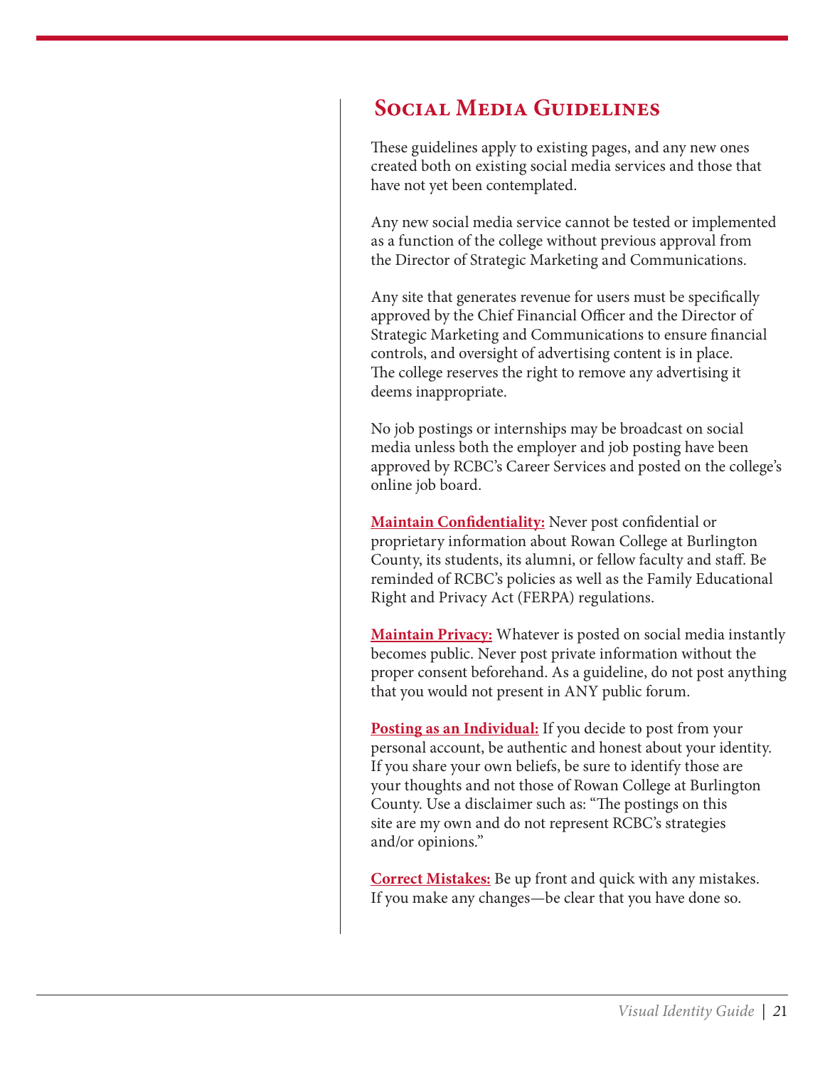## Social Media Guidelines

These guidelines apply to existing pages, and any new ones created both on existing social media services and those that have not yet been contemplated.

Any new social media service cannot be tested or implemented as a function of the college without previous approval from the Director of Strategic Marketing and Communications.

Any site that generates revenue for users must be specifically approved by the Chief Financial Officer and the Director of Strategic Marketing and Communications to ensure financial controls, and oversight of advertising content is in place. The college reserves the right to remove any advertising it deems inappropriate.

No job postings or internships may be broadcast on social media unless both the employer and job posting have been approved by RCBC's Career Services and posted on the college's online job board.

**Maintain Confidentiality:** Never post confidential or proprietary information about Rowan College at Burlington County, its students, its alumni, or fellow faculty and staff. Be reminded of RCBC's policies as well as the Family Educational Right and Privacy Act (FERPA) regulations.

**Maintain Privacy:** Whatever is posted on social media instantly becomes public. Never post private information without the proper consent beforehand. As a guideline, do not post anything that you would not present in ANY public forum.

**Posting as an Individual:** If you decide to post from your personal account, be authentic and honest about your identity. If you share your own beliefs, be sure to identify those are your thoughts and not those of Rowan College at Burlington County. Use a disclaimer such as: "The postings on this site are my own and do not represent RCBC's strategies and/or opinions."

**Correct Mistakes:** Be up front and quick with any mistakes. If you make any changes—be clear that you have done so.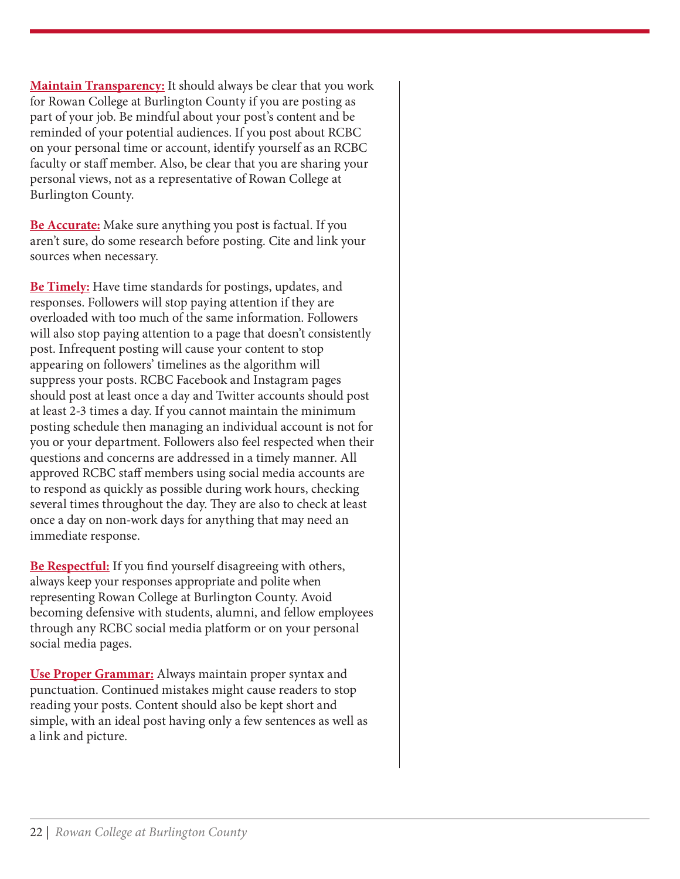**Maintain Transparency:** It should always be clear that you work for Rowan College at Burlington County if you are posting as part of your job. Be mindful about your post's content and be reminded of your potential audiences. If you post about RCBC on your personal time or account, identify yourself as an RCBC faculty or staff member. Also, be clear that you are sharing your personal views, not as a representative of Rowan College at Burlington County.

**Be Accurate:** Make sure anything you post is factual. If you aren't sure, do some research before posting. Cite and link your sources when necessary.

**Be Timely:** Have time standards for postings, updates, and responses. Followers will stop paying attention if they are overloaded with too much of the same information. Followers will also stop paying attention to a page that doesn't consistently post. Infrequent posting will cause your content to stop appearing on followers' timelines as the algorithm will suppress your posts. RCBC Facebook and Instagram pages should post at least once a day and Twitter accounts should post at least 2-3 times a day. If you cannot maintain the minimum posting schedule then managing an individual account is not for you or your department. Followers also feel respected when their questions and concerns are addressed in a timely manner. All approved RCBC staff members using social media accounts are to respond as quickly as possible during work hours, checking several times throughout the day. They are also to check at least once a day on non-work days for anything that may need an immediate response.

**Be Respectful:** If you find yourself disagreeing with others, always keep your responses appropriate and polite when representing Rowan College at Burlington County. Avoid becoming defensive with students, alumni, and fellow employees through any RCBC social media platform or on your personal social media pages.

**Use Proper Grammar:** Always maintain proper syntax and punctuation. Continued mistakes might cause readers to stop reading your posts. Content should also be kept short and simple, with an ideal post having only a few sentences as well as a link and picture.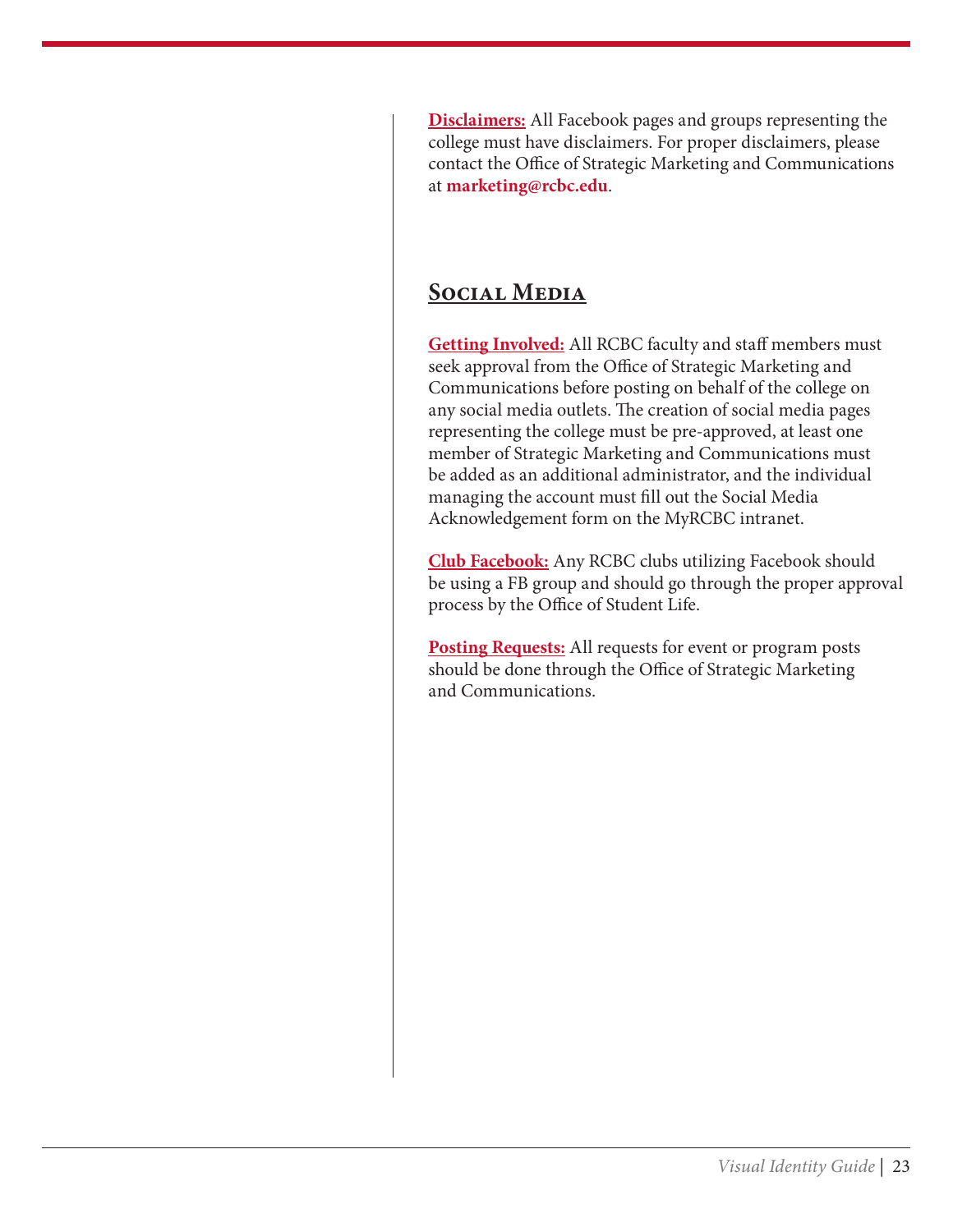**Disclaimers:** All Facebook pages and groups representing the college must have disclaimers. For proper disclaimers, please contact the Office of Strategic Marketing and Communications at **marketing@rcbc.edu**.

## Social Media

**Getting Involved:** All RCBC faculty and staff members must seek approval from the Office of Strategic Marketing and Communications before posting on behalf of the college on any social media outlets. The creation of social media pages representing the college must be pre-approved, at least one member of Strategic Marketing and Communications must be added as an additional administrator, and the individual managing the account must fill out the Social Media Acknowledgement form on the MyRCBC intranet.

**Club Facebook:** Any RCBC clubs utilizing Facebook should be using a FB group and should go through the proper approval process by the Office of Student Life.

**Posting Requests:** All requests for event or program posts should be done through the Office of Strategic Marketing and Communications.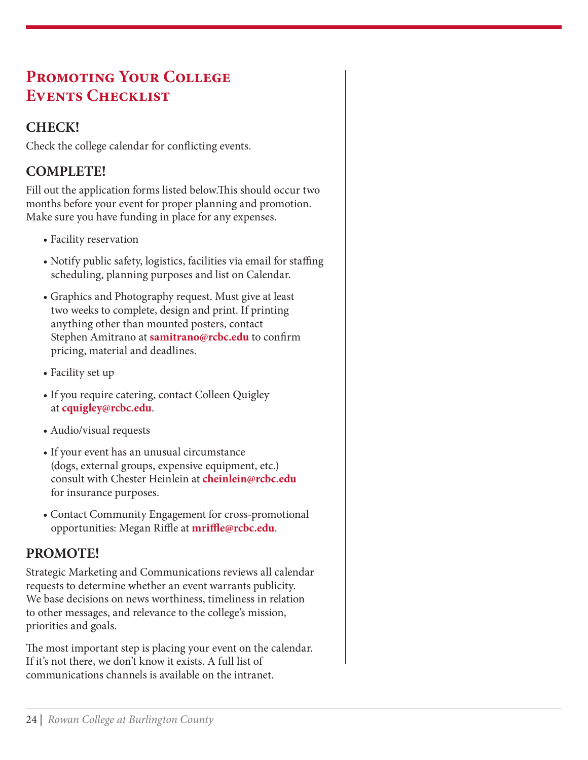# Promoting Your College Events Checklist

## CHECK!

Check the college calendar for conflicting events.

## COMPLETE!

Fill out the application forms listed below.This should occur two months before your event for proper planning and promotion. Make sure you have funding in place for any expenses.

- Facility reservation
- Notify public safety, logistics, facilities via email for staffing scheduling, planning purposes and list on Calendar.
- Graphics and Photography request. Must give at least two weeks to complete, design and print. If printing anything other than mounted posters, contact Stephen Amitrano at **samitrano@rcbc.edu** to confirm pricing, material and deadlines.
- Facility set up
- If you require catering, contact Colleen Quigley at **cquigley@rcbc.edu**.
- Audio/visual requests
- If your event has an unusual circumstance (dogs, external groups, expensive equipment, etc.) consult with Chester Heinlein at **cheinlein@rcbc.edu** for insurance purposes.
- Contact Community Engagement for cross-promotional opportunities: Megan Riffle at **mriffle@rcbc.edu**.

## PROMOTE!

Strategic Marketing and Communications reviews all calendar requests to determine whether an event warrants publicity. We base decisions on news worthiness, timeliness in relation to other messages, and relevance to the college's mission, priorities and goals.

The most important step is placing your event on the calendar. If it's not there, we don't know it exists. A full list of communications channels is available on the intranet.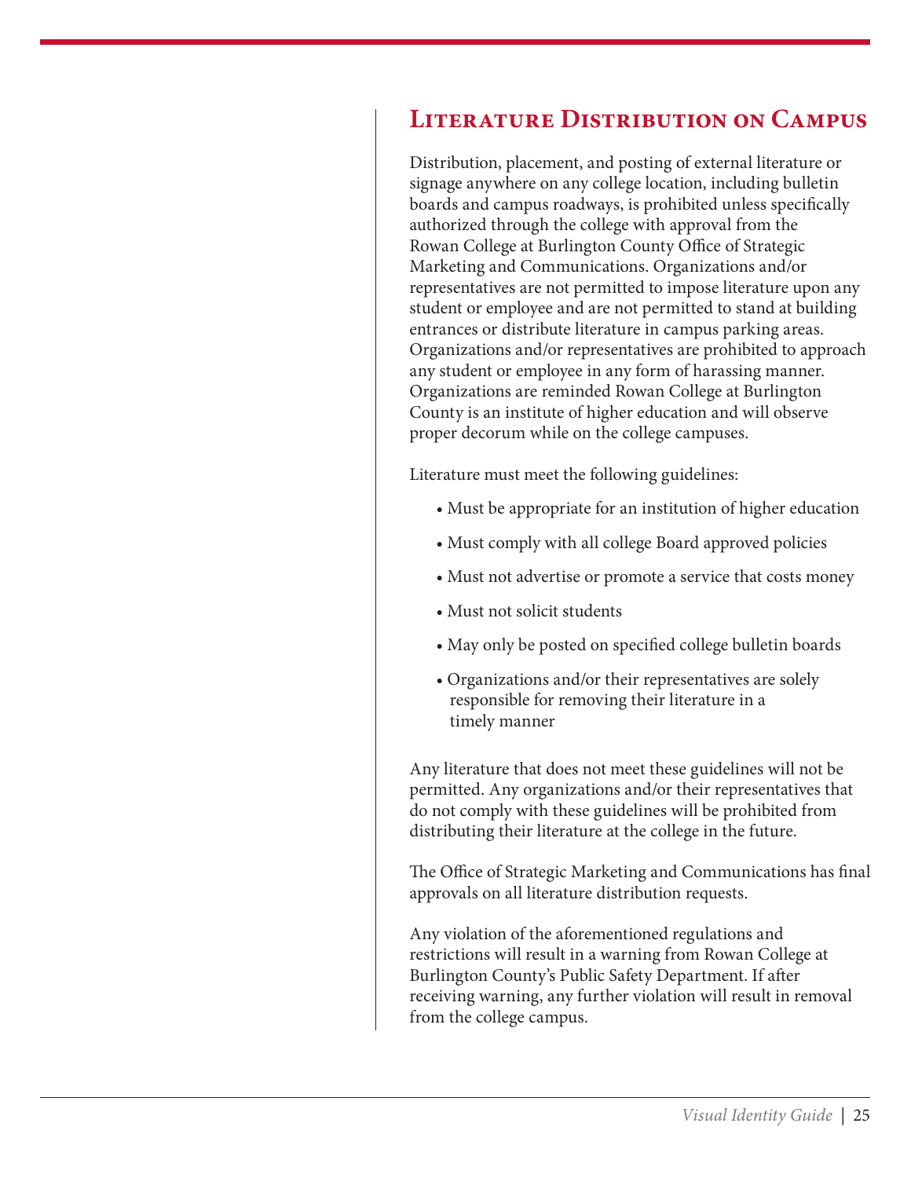# Literature Distribution on Campus

Distribution, placement, and posting of external literature or signage anywhere on any college location, including bulletin boards and campus roadways, is prohibited unless specifically authorized through the college with approval from the Rowan College at Burlington County Office of Strategic Marketing and Communications. Organizations and/or representatives are not permitted to impose literature upon any student or employee and are not permitted to stand at building entrances or distribute literature in campus parking areas. Organizations and/or representatives are prohibited to approach any student or employee in any form of harassing manner. Organizations are reminded Rowan College at Burlington County is an institute of higher education and will observe proper decorum while on the college campuses.

Literature must meet the following guidelines:

- Must be appropriate for an institution of higher education
- Must comply with all college Board approved policies
- Must not advertise or promote a service that costs money
- Must not solicit students
- May only be posted on specified college bulletin boards
- Organizations and/or their representatives are solely responsible for removing their literature in a timely manner

Any literature that does not meet these guidelines will not be permitted. Any organizations and/or their representatives that do not comply with these guidelines will be prohibited from distributing their literature at the college in the future.

The Office of Strategic Marketing and Communications has final approvals on all literature distribution requests.

Any violation of the aforementioned regulations and restrictions will result in a warning from Rowan College at Burlington County's Public Safety Department. If after receiving warning, any further violation will result in removal from the college campus.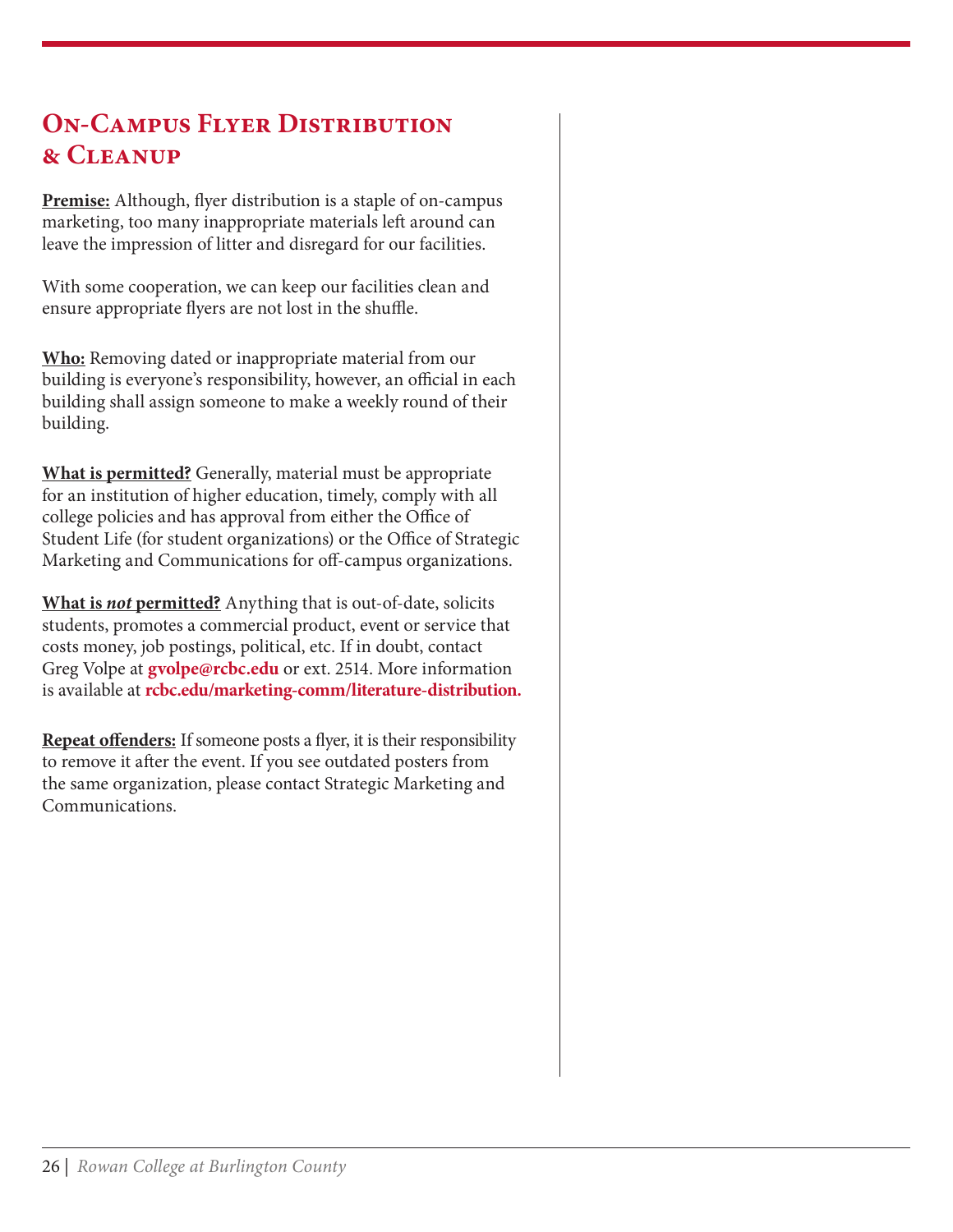## On-Campus Flyer Distribution & Cleanup

**Premise:** Although, flyer distribution is a staple of on-campus marketing, too many inappropriate materials left around can leave the impression of litter and disregard for our facilities.

With some cooperation, we can keep our facilities clean and ensure appropriate flyers are not lost in the shuffle.

**Who:** Removing dated or inappropriate material from our building is everyone's responsibility, however, an official in each building shall assign someone to make a weekly round of their building.

**What is permitted?** Generally, material must be appropriate for an institution of higher education, timely, comply with all college policies and has approval from either the Office of Student Life (for student organizations) or the Office of Strategic Marketing and Communications for off-campus organizations.

**What is *not* permitted?** Anything that is out-of-date, solicits students, promotes a commercial product, event or service that costs money, job postings, political, etc. If in doubt, contact Greg Volpe at **gvolpe@rcbc.edu** or ext. 2514. More information is available at **rcbc.edu/marketing-comm/literature-distribution.**

**Repeat offenders:** If someone posts a flyer, it is their responsibility to remove it after the event. If you see outdated posters from the same organization, please contact Strategic Marketing and Communications.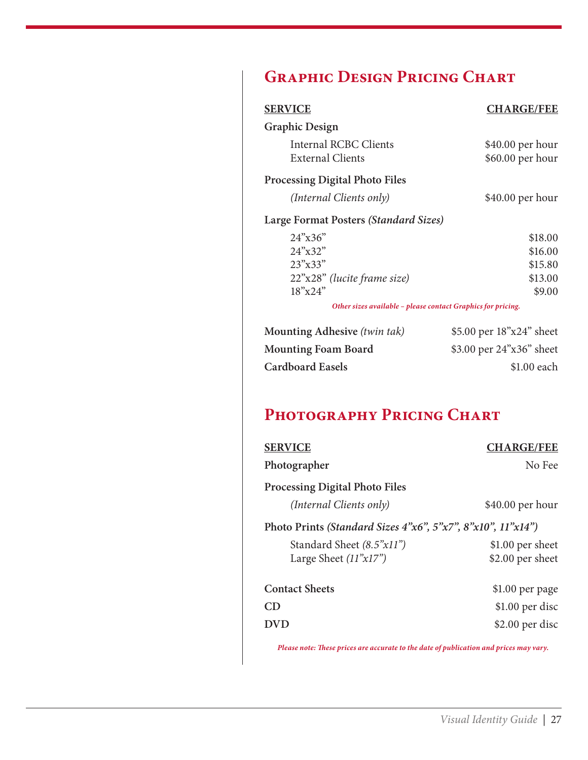## Graphic Design Pricing Chart

| SERVICE | CHARGE/FEE |
|---|---|
| **Graphic Design** | |
| Internal RCBC Clients | $40.00 per hour |
| External Clients | $60.00 per hour |
| **Processing Digital Photo Files** | |
| *(Internal Clients only)* | $40.00 per hour |
| **Large Format Posters *(Standard Sizes)*** | |
| 24”x36” | $18.00 |
| 24”x32” | $16.00 |
| 23”x33” | $15.80 |
| 22”x28” *(lucite frame size)* | $13.00 |
| 18”x24” | $9.00 |
| **Mounting Adhesive** *(twin tak)* | $5.00 per 18”x24” sheet |
| **Mounting Foam Board** | $3.00 per 24”x36” sheet |
| **Cardboard Easels** | $1.00 each |

***Other sizes available – please contact Graphics for pricing.***

## Photography Pricing Chart

| SERVICE | CHARGE/FEE |
|---|---|
| **Photographer** | No Fee |
| **Processing Digital Photo Files** | |
| *(Internal Clients only)* | $40.00 per hour |
| **Photo Prints *(Standard Sizes 4”x6”, 5”x7”, 8”x10”, 11”x14”)*** | |
| Standard Sheet *(8.5”x11”)* | $1.00 per sheet |
| Large Sheet *(11”x17”)* | $2.00 per sheet |
| **Contact Sheets** | $1.00 per page |
| **CD** | $1.00 per disc |
| **DVD** | $2.00 per disc |

***Please note: These prices are accurate to the date of publication and prices may vary.***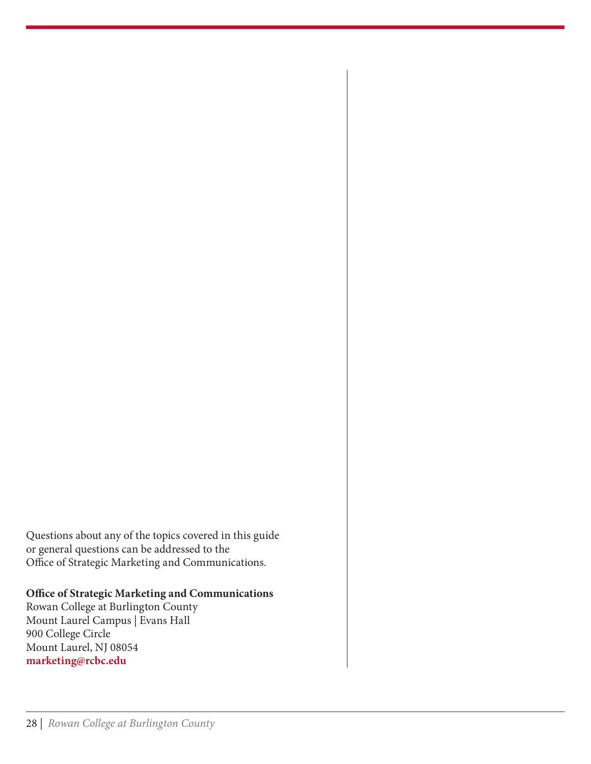Questions about any of the topics covered in this guide or general questions can be addressed to the Office of Strategic Marketing and Communications.

**Office of Strategic Marketing and Communications**
Rowan College at Burlington County
Mount Laurel Campus | Evans Hall
900 College Circle
Mount Laurel, NJ 08054
**marketing@rcbc.edu**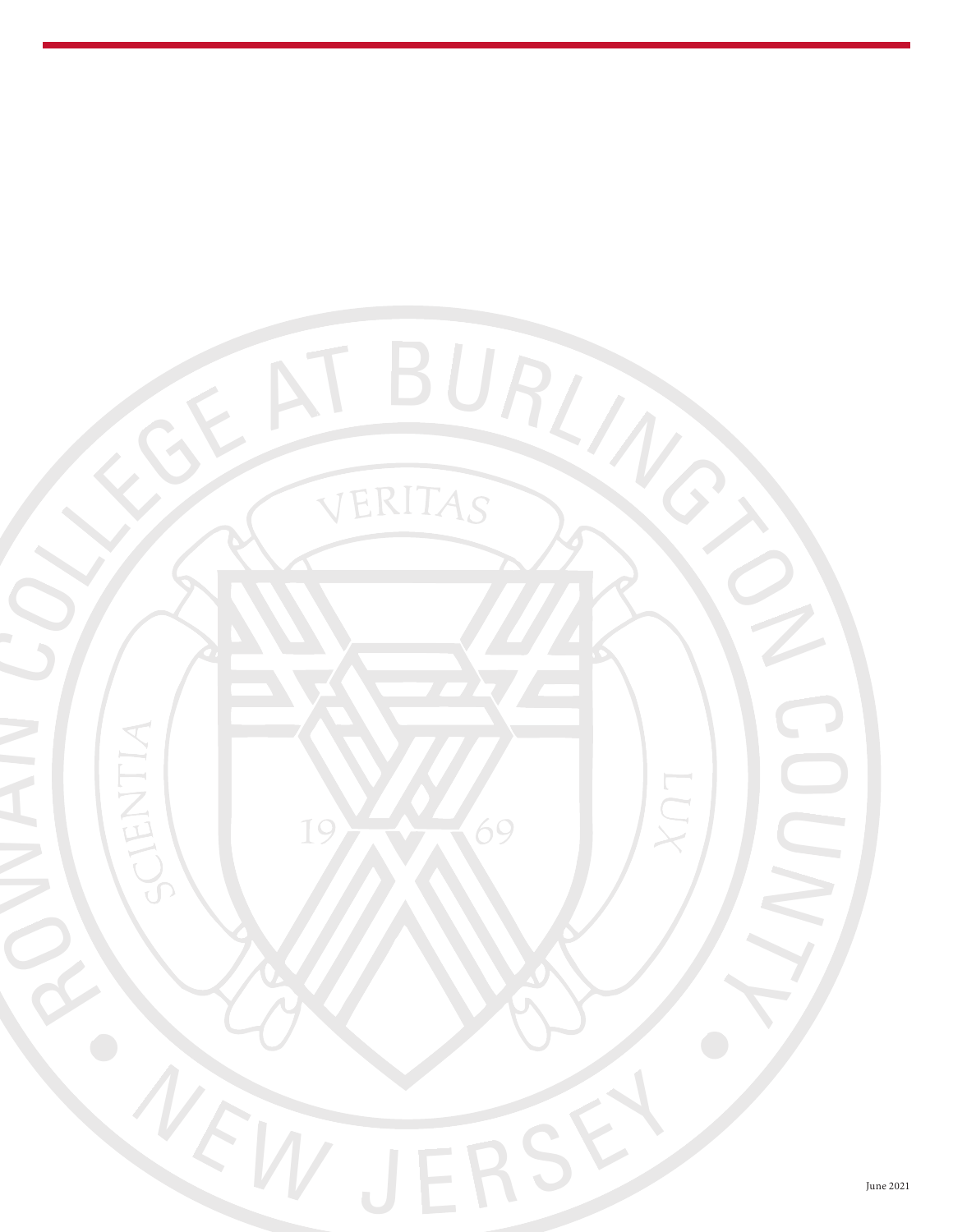June 2021